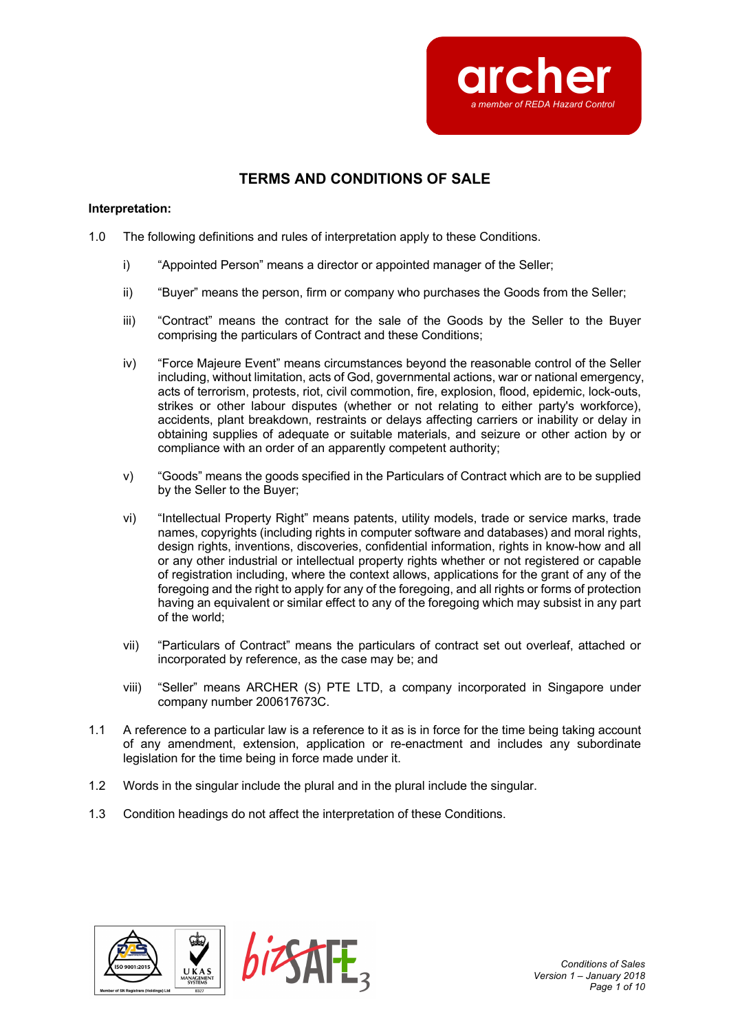# TERMS AND CONDITIONS OF SALE

**Interpretation:**

1.0 The following definitions and rules of interpretation apply to these Conditions.

i) "Appointed Person" means a director or appointed manager of the Seller;

ii) "Buyer" means the person, firm or company who purchases the Goods from the Seller;

iii) "Contract" means the contract for the sale of the Goods by the Seller to the Buyer comprising the particulars of Contract and these Conditions;

iv) "Force Majeure Event" means circumstances beyond the reasonable control of the Seller including, without limitation, acts of God, governmental actions, war or national emergency, acts of terrorism, protests, riot, civil commotion, fire, explosion, flood, epidemic, lock-outs, strikes or other labour disputes (whether or not relating to either party's workforce), accidents, plant breakdown, restraints or delays affecting carriers or inability or delay in obtaining supplies of adequate or suitable materials, and seizure or other action by or compliance with an order of an apparently competent authority;

v) "Goods" means the goods specified in the Particulars of Contract which are to be supplied by the Seller to the Buyer;

vi) "Intellectual Property Right" means patents, utility models, trade or service marks, trade names, copyrights (including rights in computer software and databases) and moral rights, design rights, inventions, discoveries, confidential information, rights in know-how and all or any other industrial or intellectual property rights whether or not registered or capable of registration including, where the context allows, applications for the grant of any of the foregoing and the right to apply for any of the foregoing, and all rights or forms of protection having an equivalent or similar effect to any of the foregoing which may subsist in any part of the world;

vii) "Particulars of Contract" means the particulars of contract set out overleaf, attached or incorporated by reference, as the case may be; and

viii) "Seller" means ARCHER (S) PTE LTD, a company incorporated in Singapore under company number 200617673C.

1.1 A reference to a particular law is a reference to it as is in force for the time being taking account of any amendment, extension, application or re-enactment and includes any subordinate legislation for the time being in force made under it.

1.2 Words in the singular include the plural and in the plural include the singular.

1.3 Condition headings do not affect the interpretation of these Conditions.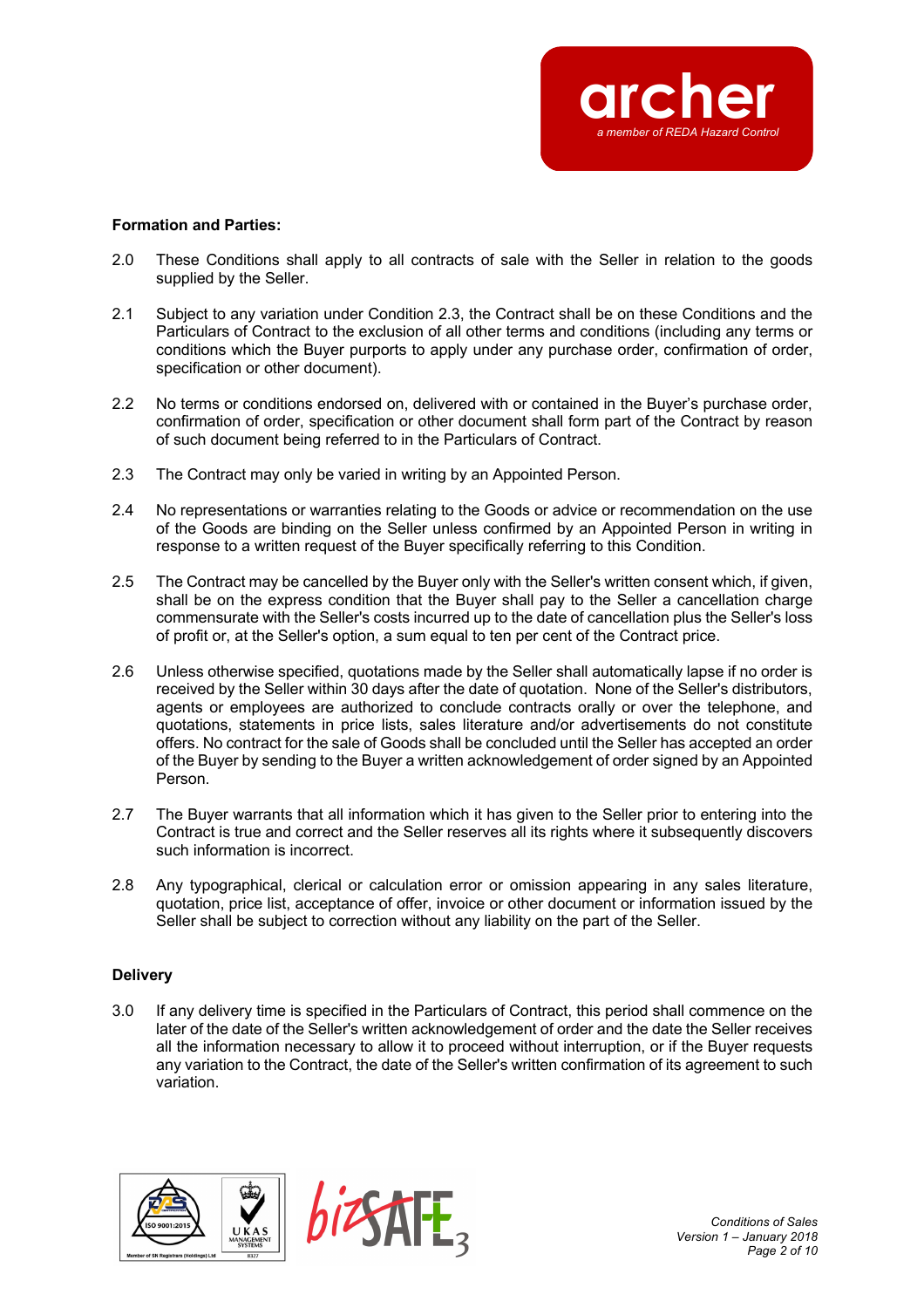**Formation and Parties:**

2.0 These Conditions shall apply to all contracts of sale with the Seller in relation to the goods supplied by the Seller.

2.1 Subject to any variation under Condition 2.3, the Contract shall be on these Conditions and the Particulars of Contract to the exclusion of all other terms and conditions (including any terms or conditions which the Buyer purports to apply under any purchase order, confirmation of order, specification or other document).

2.2 No terms or conditions endorsed on, delivered with or contained in the Buyer's purchase order, confirmation of order, specification or other document shall form part of the Contract by reason of such document being referred to in the Particulars of Contract.

2.3 The Contract may only be varied in writing by an Appointed Person.

2.4 No representations or warranties relating to the Goods or advice or recommendation on the use of the Goods are binding on the Seller unless confirmed by an Appointed Person in writing in response to a written request of the Buyer specifically referring to this Condition.

2.5 The Contract may be cancelled by the Buyer only with the Seller's written consent which, if given, shall be on the express condition that the Buyer shall pay to the Seller a cancellation charge commensurate with the Seller's costs incurred up to the date of cancellation plus the Seller's loss of profit or, at the Seller's option, a sum equal to ten per cent of the Contract price.

2.6 Unless otherwise specified, quotations made by the Seller shall automatically lapse if no order is received by the Seller within 30 days after the date of quotation. None of the Seller's distributors, agents or employees are authorized to conclude contracts orally or over the telephone, and quotations, statements in price lists, sales literature and/or advertisements do not constitute offers. No contract for the sale of Goods shall be concluded until the Seller has accepted an order of the Buyer by sending to the Buyer a written acknowledgement of order signed by an Appointed Person.

2.7 The Buyer warrants that all information which it has given to the Seller prior to entering into the Contract is true and correct and the Seller reserves all its rights where it subsequently discovers such information is incorrect.

2.8 Any typographical, clerical or calculation error or omission appearing in any sales literature, quotation, price list, acceptance of offer, invoice or other document or information issued by the Seller shall be subject to correction without any liability on the part of the Seller.

**Delivery**

3.0 If any delivery time is specified in the Particulars of Contract, this period shall commence on the later of the date of the Seller's written acknowledgement of order and the date the Seller receives all the information necessary to allow it to proceed without interruption, or if the Buyer requests any variation to the Contract, the date of the Seller's written confirmation of its agreement to such variation.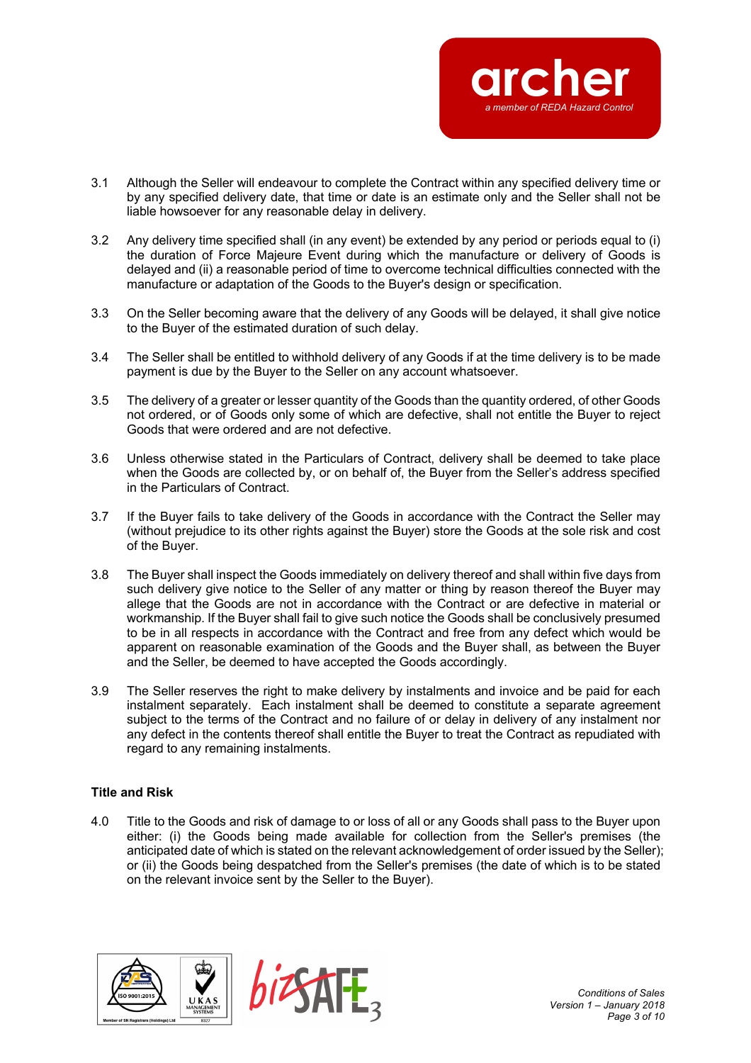3.1 Although the Seller will endeavour to complete the Contract within any specified delivery time or by any specified delivery date, that time or date is an estimate only and the Seller shall not be liable howsoever for any reasonable delay in delivery.

3.2 Any delivery time specified shall (in any event) be extended by any period or periods equal to (i) the duration of Force Majeure Event during which the manufacture or delivery of Goods is delayed and (ii) a reasonable period of time to overcome technical difficulties connected with the manufacture or adaptation of the Goods to the Buyer's design or specification.

3.3 On the Seller becoming aware that the delivery of any Goods will be delayed, it shall give notice to the Buyer of the estimated duration of such delay.

3.4 The Seller shall be entitled to withhold delivery of any Goods if at the time delivery is to be made payment is due by the Buyer to the Seller on any account whatsoever.

3.5 The delivery of a greater or lesser quantity of the Goods than the quantity ordered, of other Goods not ordered, or of Goods only some of which are defective, shall not entitle the Buyer to reject Goods that were ordered and are not defective.

3.6 Unless otherwise stated in the Particulars of Contract, delivery shall be deemed to take place when the Goods are collected by, or on behalf of, the Buyer from the Seller's address specified in the Particulars of Contract.

3.7 If the Buyer fails to take delivery of the Goods in accordance with the Contract the Seller may (without prejudice to its other rights against the Buyer) store the Goods at the sole risk and cost of the Buyer.

3.8 The Buyer shall inspect the Goods immediately on delivery thereof and shall within five days from such delivery give notice to the Seller of any matter or thing by reason thereof the Buyer may allege that the Goods are not in accordance with the Contract or are defective in material or workmanship. If the Buyer shall fail to give such notice the Goods shall be conclusively presumed to be in all respects in accordance with the Contract and free from any defect which would be apparent on reasonable examination of the Goods and the Buyer shall, as between the Buyer and the Seller, be deemed to have accepted the Goods accordingly.

3.9 The Seller reserves the right to make delivery by instalments and invoice and be paid for each instalment separately. Each instalment shall be deemed to constitute a separate agreement subject to the terms of the Contract and no failure of or delay in delivery of any instalment nor any defect in the contents thereof shall entitle the Buyer to treat the Contract as repudiated with regard to any remaining instalments.

**Title and Risk**

4.0 Title to the Goods and risk of damage to or loss of all or any Goods shall pass to the Buyer upon either: (i) the Goods being made available for collection from the Seller's premises (the anticipated date of which is stated on the relevant acknowledgement of order issued by the Seller); or (ii) the Goods being despatched from the Seller's premises (the date of which is to be stated on the relevant invoice sent by the Seller to the Buyer).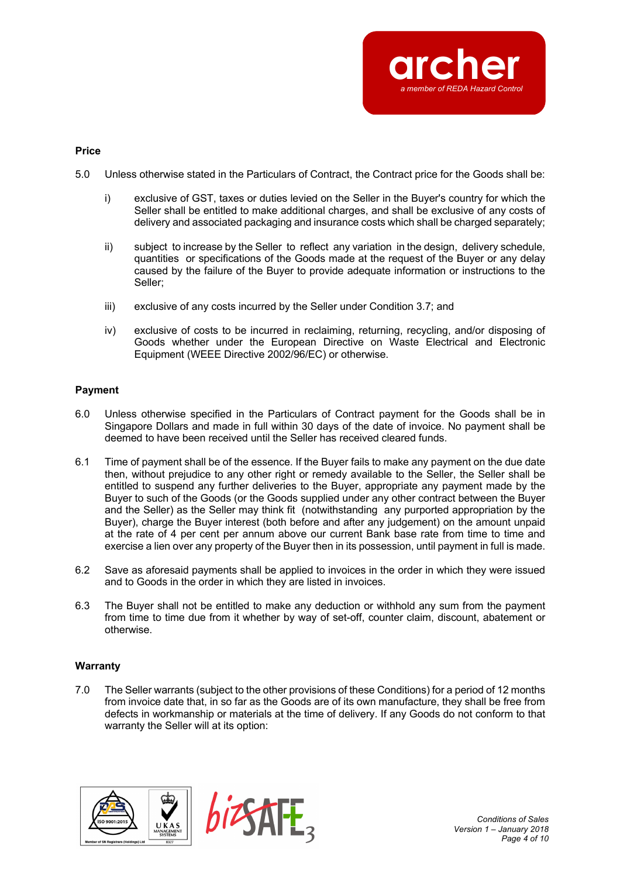**Price**

5.0 Unless otherwise stated in the Particulars of Contract, the Contract price for the Goods shall be:

i) exclusive of GST, taxes or duties levied on the Seller in the Buyer's country for which the Seller shall be entitled to make additional charges, and shall be exclusive of any costs of delivery and associated packaging and insurance costs which shall be charged separately;

ii) subject to increase by the Seller to reflect any variation in the design, delivery schedule, quantities or specifications of the Goods made at the request of the Buyer or any delay caused by the failure of the Buyer to provide adequate information or instructions to the Seller;

iii) exclusive of any costs incurred by the Seller under Condition 3.7; and

iv) exclusive of costs to be incurred in reclaiming, returning, recycling, and/or disposing of Goods whether under the European Directive on Waste Electrical and Electronic Equipment (WEEE Directive 2002/96/EC) or otherwise.

**Payment**

6.0 Unless otherwise specified in the Particulars of Contract payment for the Goods shall be in Singapore Dollars and made in full within 30 days of the date of invoice. No payment shall be deemed to have been received until the Seller has received cleared funds.

6.1 Time of payment shall be of the essence. If the Buyer fails to make any payment on the due date then, without prejudice to any other right or remedy available to the Seller, the Seller shall be entitled to suspend any further deliveries to the Buyer, appropriate any payment made by the Buyer to such of the Goods (or the Goods supplied under any other contract between the Buyer and the Seller) as the Seller may think fit (notwithstanding any purported appropriation by the Buyer), charge the Buyer interest (both before and after any judgement) on the amount unpaid at the rate of 4 per cent per annum above our current Bank base rate from time to time and exercise a lien over any property of the Buyer then in its possession, until payment in full is made.

6.2 Save as aforesaid payments shall be applied to invoices in the order in which they were issued and to Goods in the order in which they are listed in invoices.

6.3 The Buyer shall not be entitled to make any deduction or withhold any sum from the payment from time to time due from it whether by way of set-off, counter claim, discount, abatement or otherwise.

**Warranty**

7.0 The Seller warrants (subject to the other provisions of these Conditions) for a period of 12 months from invoice date that, in so far as the Goods are of its own manufacture, they shall be free from defects in workmanship or materials at the time of delivery. If any Goods do not conform to that warranty the Seller will at its option: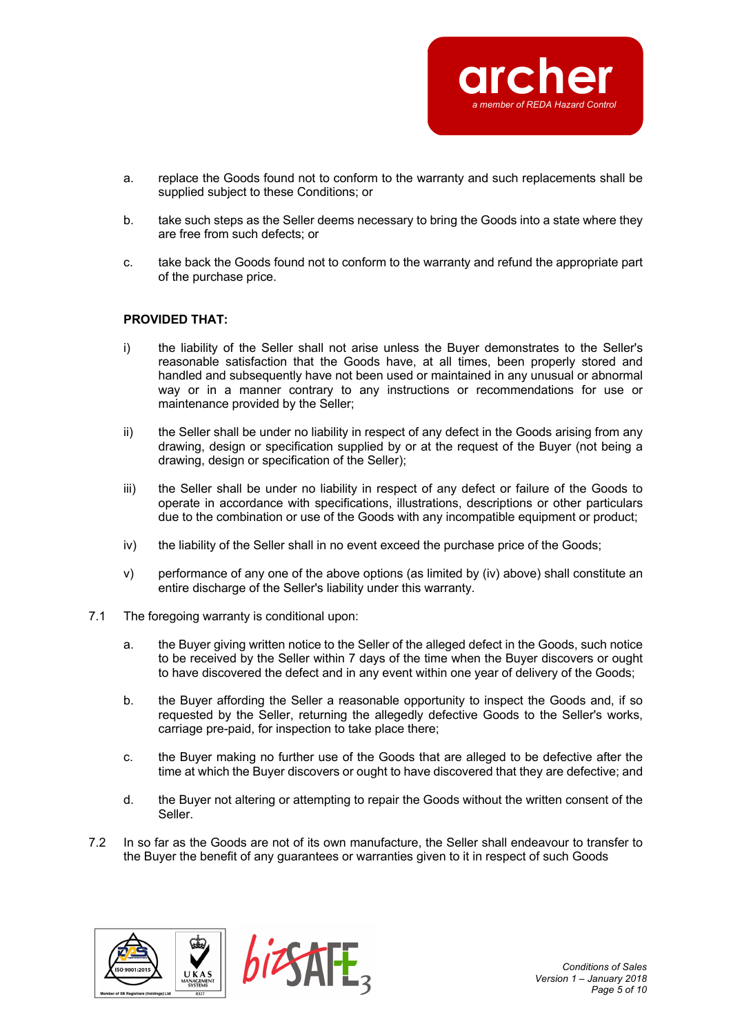a. replace the Goods found not to conform to the warranty and such replacements shall be supplied subject to these Conditions; or

b. take such steps as the Seller deems necessary to bring the Goods into a state where they are free from such defects; or

c. take back the Goods found not to conform to the warranty and refund the appropriate part of the purchase price.

**PROVIDED THAT:**

i) the liability of the Seller shall not arise unless the Buyer demonstrates to the Seller's reasonable satisfaction that the Goods have, at all times, been properly stored and handled and subsequently have not been used or maintained in any unusual or abnormal way or in a manner contrary to any instructions or recommendations for use or maintenance provided by the Seller;

ii) the Seller shall be under no liability in respect of any defect in the Goods arising from any drawing, design or specification supplied by or at the request of the Buyer (not being a drawing, design or specification of the Seller);

iii) the Seller shall be under no liability in respect of any defect or failure of the Goods to operate in accordance with specifications, illustrations, descriptions or other particulars due to the combination or use of the Goods with any incompatible equipment or product;

iv) the liability of the Seller shall in no event exceed the purchase price of the Goods;

v) performance of any one of the above options (as limited by (iv) above) shall constitute an entire discharge of the Seller's liability under this warranty.

7.1 The foregoing warranty is conditional upon:

a. the Buyer giving written notice to the Seller of the alleged defect in the Goods, such notice to be received by the Seller within 7 days of the time when the Buyer discovers or ought to have discovered the defect and in any event within one year of delivery of the Goods;

b. the Buyer affording the Seller a reasonable opportunity to inspect the Goods and, if so requested by the Seller, returning the allegedly defective Goods to the Seller's works, carriage pre-paid, for inspection to take place there;

c. the Buyer making no further use of the Goods that are alleged to be defective after the time at which the Buyer discovers or ought to have discovered that they are defective; and

d. the Buyer not altering or attempting to repair the Goods without the written consent of the Seller.

7.2 In so far as the Goods are not of its own manufacture, the Seller shall endeavour to transfer to the Buyer the benefit of any guarantees or warranties given to it in respect of such Goods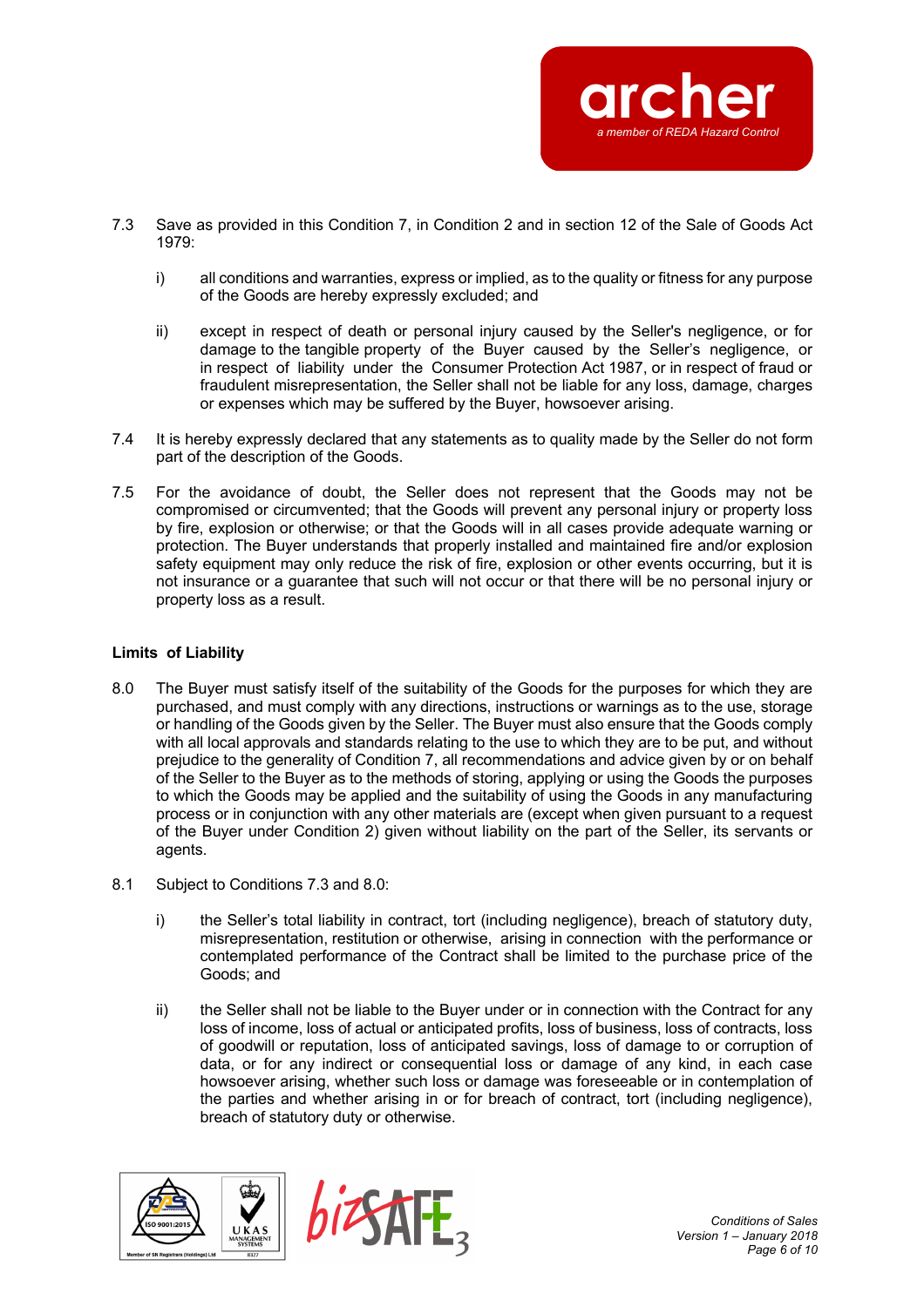7.3 Save as provided in this Condition 7, in Condition 2 and in section 12 of the Sale of Goods Act 1979:

   i) all conditions and warranties, express or implied, as to the quality or fitness for any purpose of the Goods are hereby expressly excluded; and

   ii) except in respect of death or personal injury caused by the Seller's negligence, or for damage to the tangible property of the Buyer caused by the Seller's negligence, or in respect of liability under the Consumer Protection Act 1987, or in respect of fraud or fraudulent misrepresentation, the Seller shall not be liable for any loss, damage, charges or expenses which may be suffered by the Buyer, howsoever arising.

7.4 It is hereby expressly declared that any statements as to quality made by the Seller do not form part of the description of the Goods.

7.5 For the avoidance of doubt, the Seller does not represent that the Goods may not be compromised or circumvented; that the Goods will prevent any personal injury or property loss by fire, explosion or otherwise; or that the Goods will in all cases provide adequate warning or protection. The Buyer understands that properly installed and maintained fire and/or explosion safety equipment may only reduce the risk of fire, explosion or other events occurring, but it is not insurance or a guarantee that such will not occur or that there will be no personal injury or property loss as a result.

**Limits of Liability**

8.0 The Buyer must satisfy itself of the suitability of the Goods for the purposes for which they are purchased, and must comply with any directions, instructions or warnings as to the use, storage or handling of the Goods given by the Seller. The Buyer must also ensure that the Goods comply with all local approvals and standards relating to the use to which they are to be put, and without prejudice to the generality of Condition 7, all recommendations and advice given by or on behalf of the Seller to the Buyer as to the methods of storing, applying or using the Goods the purposes to which the Goods may be applied and the suitability of using the Goods in any manufacturing process or in conjunction with any other materials are (except when given pursuant to a request of the Buyer under Condition 2) given without liability on the part of the Seller, its servants or agents.

8.1 Subject to Conditions 7.3 and 8.0:

   i) the Seller's total liability in contract, tort (including negligence), breach of statutory duty, misrepresentation, restitution or otherwise, arising in connection with the performance or contemplated performance of the Contract shall be limited to the purchase price of the Goods; and

   ii) the Seller shall not be liable to the Buyer under or in connection with the Contract for any loss of income, loss of actual or anticipated profits, loss of business, loss of contracts, loss of goodwill or reputation, loss of anticipated savings, loss of damage to or corruption of data, or for any indirect or consequential loss or damage of any kind, in each case howsoever arising, whether such loss or damage was foreseeable or in contemplation of the parties and whether arising in or for breach of contract, tort (including negligence), breach of statutory duty or otherwise.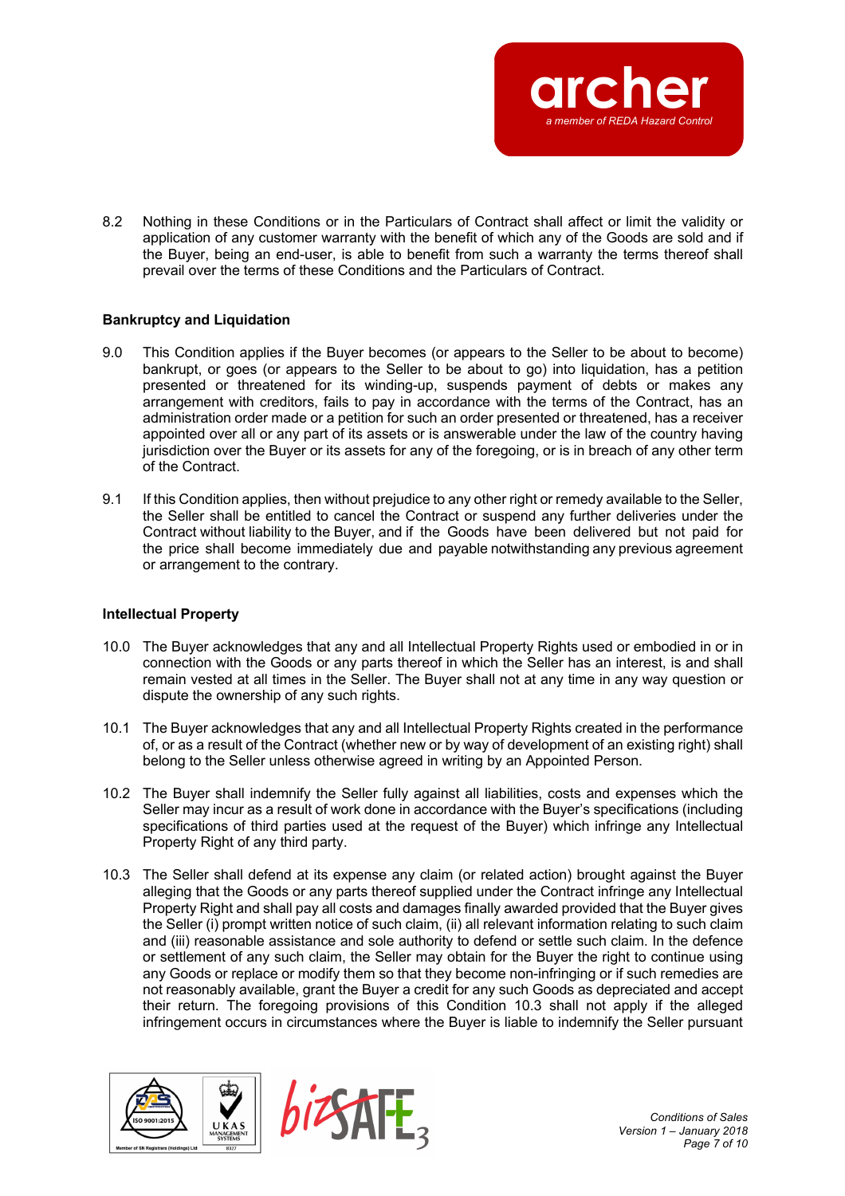8.2 Nothing in these Conditions or in the Particulars of Contract shall affect or limit the validity or application of any customer warranty with the benefit of which any of the Goods are sold and if the Buyer, being an end-user, is able to benefit from such a warranty the terms thereof shall prevail over the terms of these Conditions and the Particulars of Contract.

**Bankruptcy and Liquidation**

9.0 This Condition applies if the Buyer becomes (or appears to the Seller to be about to become) bankrupt, or goes (or appears to the Seller to be about to go) into liquidation, has a petition presented or threatened for its winding-up, suspends payment of debts or makes any arrangement with creditors, fails to pay in accordance with the terms of the Contract, has an administration order made or a petition for such an order presented or threatened, has a receiver appointed over all or any part of its assets or is answerable under the law of the country having jurisdiction over the Buyer or its assets for any of the foregoing, or is in breach of any other term of the Contract.

9.1 If this Condition applies, then without prejudice to any other right or remedy available to the Seller, the Seller shall be entitled to cancel the Contract or suspend any further deliveries under the Contract without liability to the Buyer, and if the Goods have been delivered but not paid for the price shall become immediately due and payable notwithstanding any previous agreement or arrangement to the contrary.

**Intellectual Property**

10.0 The Buyer acknowledges that any and all Intellectual Property Rights used or embodied in or in connection with the Goods or any parts thereof in which the Seller has an interest, is and shall remain vested at all times in the Seller. The Buyer shall not at any time in any way question or dispute the ownership of any such rights.

10.1 The Buyer acknowledges that any and all Intellectual Property Rights created in the performance of, or as a result of the Contract (whether new or by way of development of an existing right) shall belong to the Seller unless otherwise agreed in writing by an Appointed Person.

10.2 The Buyer shall indemnify the Seller fully against all liabilities, costs and expenses which the Seller may incur as a result of work done in accordance with the Buyer's specifications (including specifications of third parties used at the request of the Buyer) which infringe any Intellectual Property Right of any third party.

10.3 The Seller shall defend at its expense any claim (or related action) brought against the Buyer alleging that the Goods or any parts thereof supplied under the Contract infringe any Intellectual Property Right and shall pay all costs and damages finally awarded provided that the Buyer gives the Seller (i) prompt written notice of such claim, (ii) all relevant information relating to such claim and (iii) reasonable assistance and sole authority to defend or settle such claim. In the defence or settlement of any such claim, the Seller may obtain for the Buyer the right to continue using any Goods or replace or modify them so that they become non-infringing or if such remedies are not reasonably available, grant the Buyer a credit for any such Goods as depreciated and accept their return. The foregoing provisions of this Condition 10.3 shall not apply if the alleged infringement occurs in circumstances where the Buyer is liable to indemnify the Seller pursuant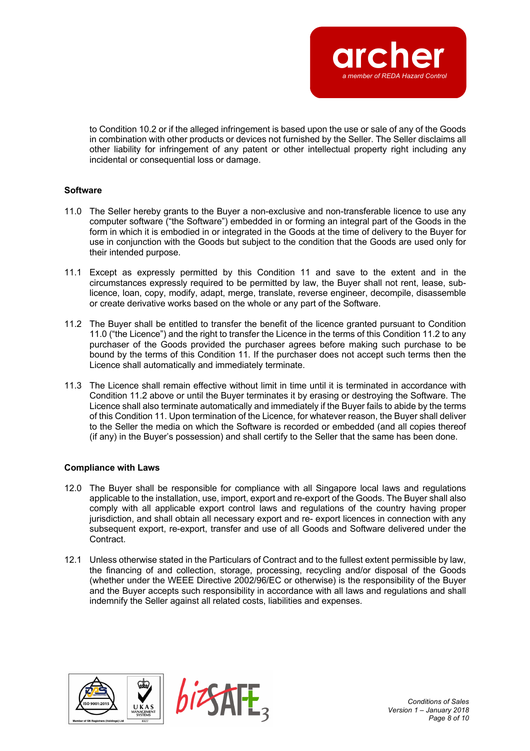to Condition 10.2 or if the alleged infringement is based upon the use or sale of any of the Goods in combination with other products or devices not furnished by the Seller. The Seller disclaims all other liability for infringement of any patent or other intellectual property right including any incidental or consequential loss or damage.

**Software**

11.0 The Seller hereby grants to the Buyer a non-exclusive and non-transferable licence to use any computer software ("the Software") embedded in or forming an integral part of the Goods in the form in which it is embodied in or integrated in the Goods at the time of delivery to the Buyer for use in conjunction with the Goods but subject to the condition that the Goods are used only for their intended purpose.

11.1 Except as expressly permitted by this Condition 11 and save to the extent and in the circumstances expressly required to be permitted by law, the Buyer shall not rent, lease, sub-licence, loan, copy, modify, adapt, merge, translate, reverse engineer, decompile, disassemble or create derivative works based on the whole or any part of the Software.

11.2 The Buyer shall be entitled to transfer the benefit of the licence granted pursuant to Condition 11.0 ("the Licence") and the right to transfer the Licence in the terms of this Condition 11.2 to any purchaser of the Goods provided the purchaser agrees before making such purchase to be bound by the terms of this Condition 11. If the purchaser does not accept such terms then the Licence shall automatically and immediately terminate.

11.3 The Licence shall remain effective without limit in time until it is terminated in accordance with Condition 11.2 above or until the Buyer terminates it by erasing or destroying the Software. The Licence shall also terminate automatically and immediately if the Buyer fails to abide by the terms of this Condition 11. Upon termination of the Licence, for whatever reason, the Buyer shall deliver to the Seller the media on which the Software is recorded or embedded (and all copies thereof (if any) in the Buyer's possession) and shall certify to the Seller that the same has been done.

**Compliance with Laws**

12.0 The Buyer shall be responsible for compliance with all Singapore local laws and regulations applicable to the installation, use, import, export and re-export of the Goods. The Buyer shall also comply with all applicable export control laws and regulations of the country having proper jurisdiction, and shall obtain all necessary export and re- export licences in connection with any subsequent export, re-export, transfer and use of all Goods and Software delivered under the Contract.

12.1 Unless otherwise stated in the Particulars of Contract and to the fullest extent permissible by law, the financing of and collection, storage, processing, recycling and/or disposal of the Goods (whether under the WEEE Directive 2002/96/EC or otherwise) is the responsibility of the Buyer and the Buyer accepts such responsibility in accordance with all laws and regulations and shall indemnify the Seller against all related costs, liabilities and expenses.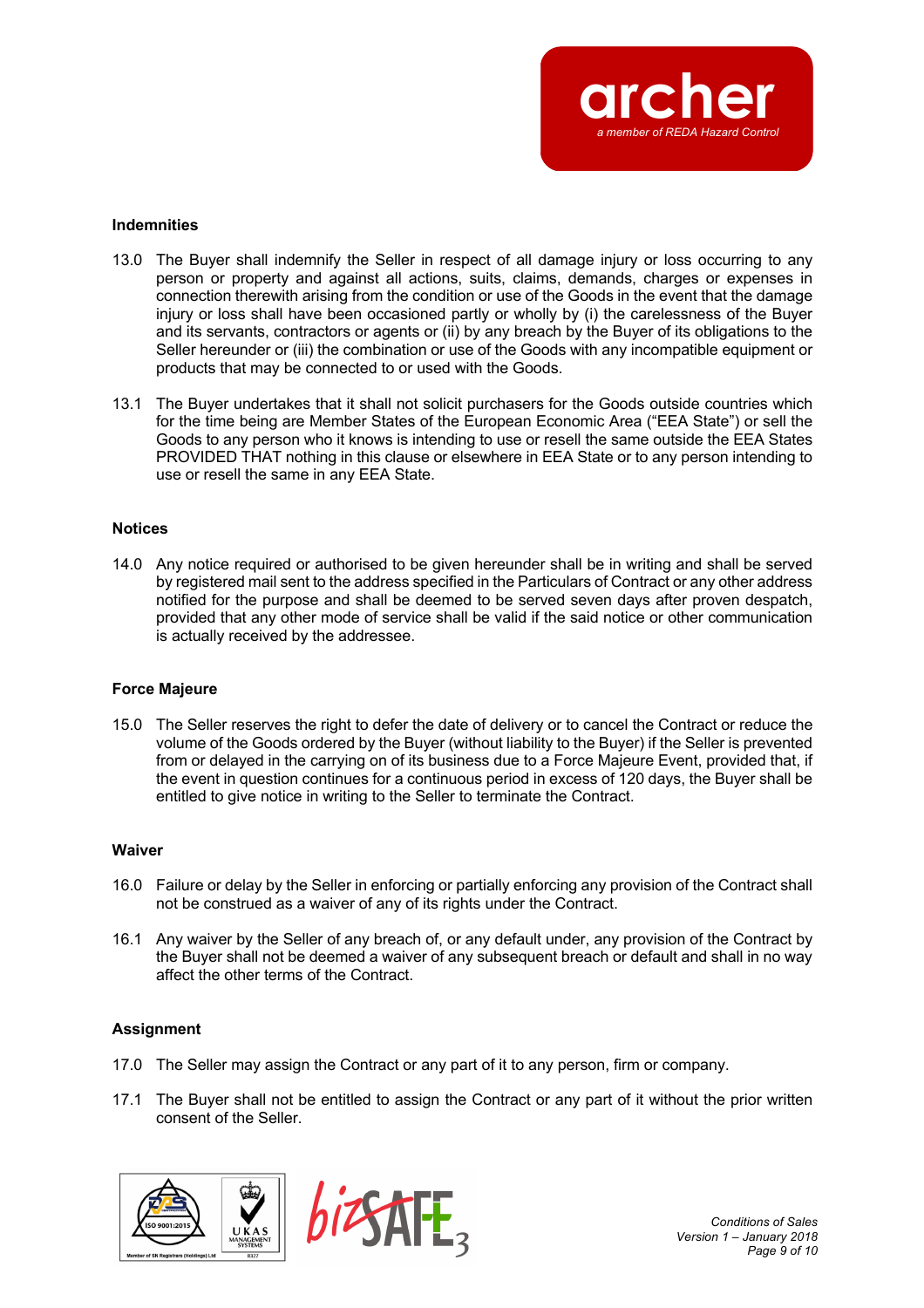## Indemnities

13.0 The Buyer shall indemnify the Seller in respect of all damage injury or loss occurring to any person or property and against all actions, suits, claims, demands, charges or expenses in connection therewith arising from the condition or use of the Goods in the event that the damage injury or loss shall have been occasioned partly or wholly by (i) the carelessness of the Buyer and its servants, contractors or agents or (ii) by any breach by the Buyer of its obligations to the Seller hereunder or (iii) the combination or use of the Goods with any incompatible equipment or products that may be connected to or used with the Goods.

13.1 The Buyer undertakes that it shall not solicit purchasers for the Goods outside countries which for the time being are Member States of the European Economic Area ("EEA State") or sell the Goods to any person who it knows is intending to use or resell the same outside the EEA States PROVIDED THAT nothing in this clause or elsewhere in EEA State or to any person intending to use or resell the same in any EEA State.

## Notices

14.0 Any notice required or authorised to be given hereunder shall be in writing and shall be served by registered mail sent to the address specified in the Particulars of Contract or any other address notified for the purpose and shall be deemed to be served seven days after proven despatch, provided that any other mode of service shall be valid if the said notice or other communication is actually received by the addressee.

## Force Majeure

15.0 The Seller reserves the right to defer the date of delivery or to cancel the Contract or reduce the volume of the Goods ordered by the Buyer (without liability to the Buyer) if the Seller is prevented from or delayed in the carrying on of its business due to a Force Majeure Event, provided that, if the event in question continues for a continuous period in excess of 120 days, the Buyer shall be entitled to give notice in writing to the Seller to terminate the Contract.

## Waiver

16.0 Failure or delay by the Seller in enforcing or partially enforcing any provision of the Contract shall not be construed as a waiver of any of its rights under the Contract.

16.1 Any waiver by the Seller of any breach of, or any default under, any provision of the Contract by the Buyer shall not be deemed a waiver of any subsequent breach or default and shall in no way affect the other terms of the Contract.

## Assignment

17.0 The Seller may assign the Contract or any part of it to any person, firm or company.

17.1 The Buyer shall not be entitled to assign the Contract or any part of it without the prior written consent of the Seller.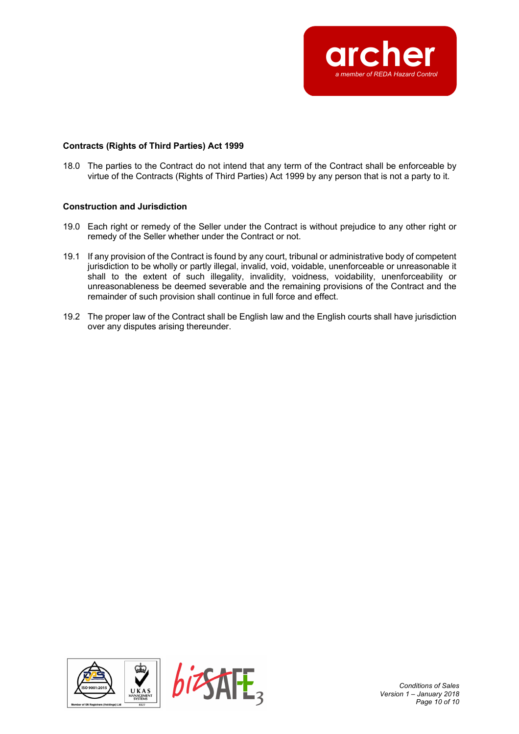**Contracts (Rights of Third Parties) Act 1999**

18.0 The parties to the Contract do not intend that any term of the Contract shall be enforceable by virtue of the Contracts (Rights of Third Parties) Act 1999 by any person that is not a party to it.

**Construction and Jurisdiction**

19.0 Each right or remedy of the Seller under the Contract is without prejudice to any other right or remedy of the Seller whether under the Contract or not.

19.1 If any provision of the Contract is found by any court, tribunal or administrative body of competent jurisdiction to be wholly or partly illegal, invalid, void, voidable, unenforceable or unreasonable it shall to the extent of such illegality, invalidity, voidness, voidability, unenforceability or unreasonableness be deemed severable and the remaining provisions of the Contract and the remainder of such provision shall continue in full force and effect.

19.2 The proper law of the Contract shall be English law and the English courts shall have jurisdiction over any disputes arising thereunder.